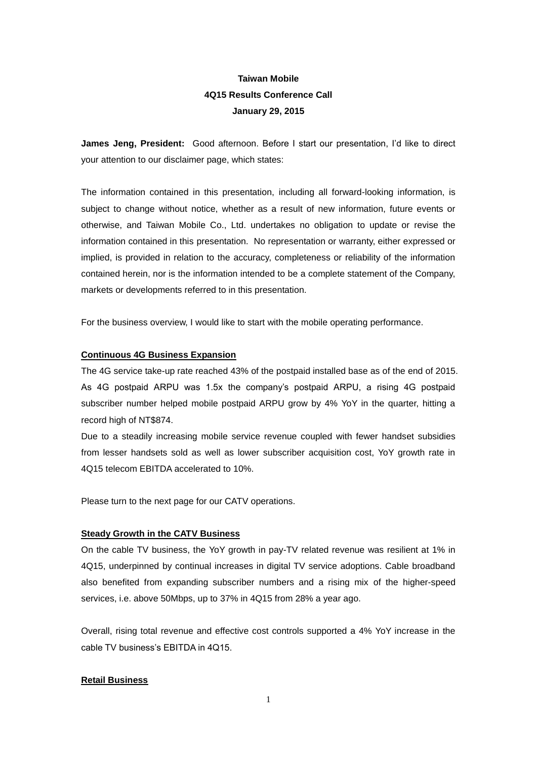**Taiwan Mobile**

**4Q15 Results Conference Call**

**January 29, 2015**

**James Jeng, President:** Good afternoon. Before I start our presentation, I'd like to direct your attention to our disclaimer page, which states:

The information contained in this presentation, including all forward-looking information, is subject to change without notice, whether as a result of new information, future events or otherwise, and Taiwan Mobile Co., Ltd. undertakes no obligation to update or revise the information contained in this presentation. No representation or warranty, either expressed or implied, is provided in relation to the accuracy, completeness or reliability of the information contained herein, nor is the information intended to be a complete statement of the Company, markets or developments referred to in this presentation.

For the business overview, I would like to start with the mobile operating performance.

## Continuous 4G Business Expansion

The 4G service take-up rate reached 43% of the postpaid installed base as of the end of 2015. As 4G postpaid ARPU was 1.5x the company's postpaid ARPU, a rising 4G postpaid subscriber number helped mobile postpaid ARPU grow by 4% YoY in the quarter, hitting a record high of NT$874.

Due to a steadily increasing mobile service revenue coupled with fewer handset subsidies from lesser handsets sold as well as lower subscriber acquisition cost, YoY growth rate in 4Q15 telecom EBITDA accelerated to 10%.

Please turn to the next page for our CATV operations.

## Steady Growth in the CATV Business

On the cable TV business, the YoY growth in pay-TV related revenue was resilient at 1% in 4Q15, underpinned by continual increases in digital TV service adoptions. Cable broadband also benefited from expanding subscriber numbers and a rising mix of the higher-speed services, i.e. above 50Mbps, up to 37% in 4Q15 from 28% a year ago.

Overall, rising total revenue and effective cost controls supported a 4% YoY increase in the cable TV business's EBITDA in 4Q15.

## Retail Business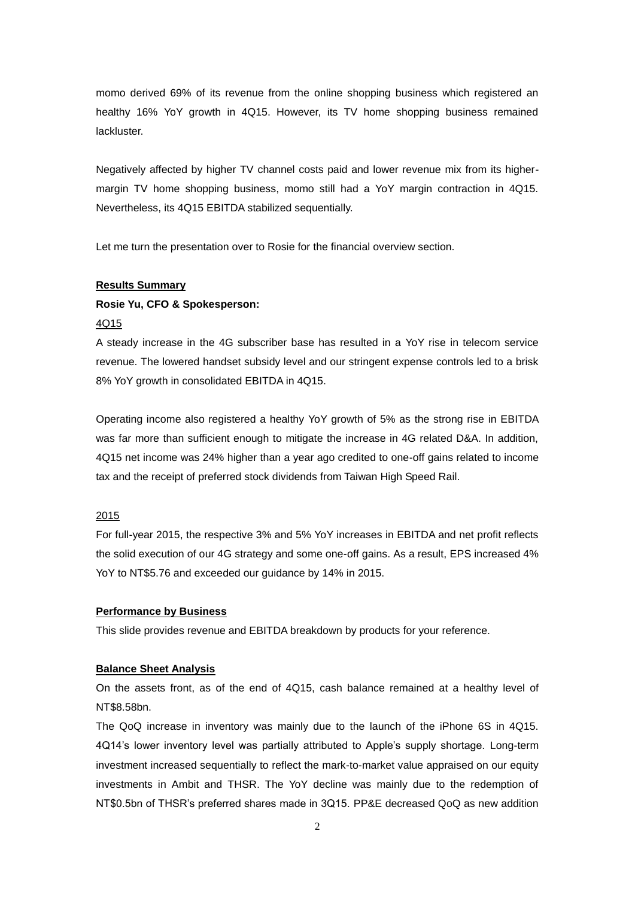momo derived 69% of its revenue from the online shopping business which registered an healthy 16% YoY growth in 4Q15. However, its TV home shopping business remained lackluster.

Negatively affected by higher TV channel costs paid and lower revenue mix from its higher-margin TV home shopping business, momo still had a YoY margin contraction in 4Q15. Nevertheless, its 4Q15 EBITDA stabilized sequentially.

Let me turn the presentation over to Rosie for the financial overview section.

**Results Summary**

**Rosie Yu, CFO & Spokesperson:**

4Q15

A steady increase in the 4G subscriber base has resulted in a YoY rise in telecom service revenue. The lowered handset subsidy level and our stringent expense controls led to a brisk 8% YoY growth in consolidated EBITDA in 4Q15.

Operating income also registered a healthy YoY growth of 5% as the strong rise in EBITDA was far more than sufficient enough to mitigate the increase in 4G related D&A. In addition, 4Q15 net income was 24% higher than a year ago credited to one-off gains related to income tax and the receipt of preferred stock dividends from Taiwan High Speed Rail.

2015

For full-year 2015, the respective 3% and 5% YoY increases in EBITDA and net profit reflects the solid execution of our 4G strategy and some one-off gains. As a result, EPS increased 4% YoY to NT$5.76 and exceeded our guidance by 14% in 2015.

**Performance by Business**

This slide provides revenue and EBITDA breakdown by products for your reference.

**Balance Sheet Analysis**

On the assets front, as of the end of 4Q15, cash balance remained at a healthy level of NT$8.58bn.

The QoQ increase in inventory was mainly due to the launch of the iPhone 6S in 4Q15. 4Q14's lower inventory level was partially attributed to Apple's supply shortage. Long-term investment increased sequentially to reflect the mark-to-market value appraised on our equity investments in Ambit and THSR. The YoY decline was mainly due to the redemption of NT$0.5bn of THSR's preferred shares made in 3Q15. PP&E decreased QoQ as new addition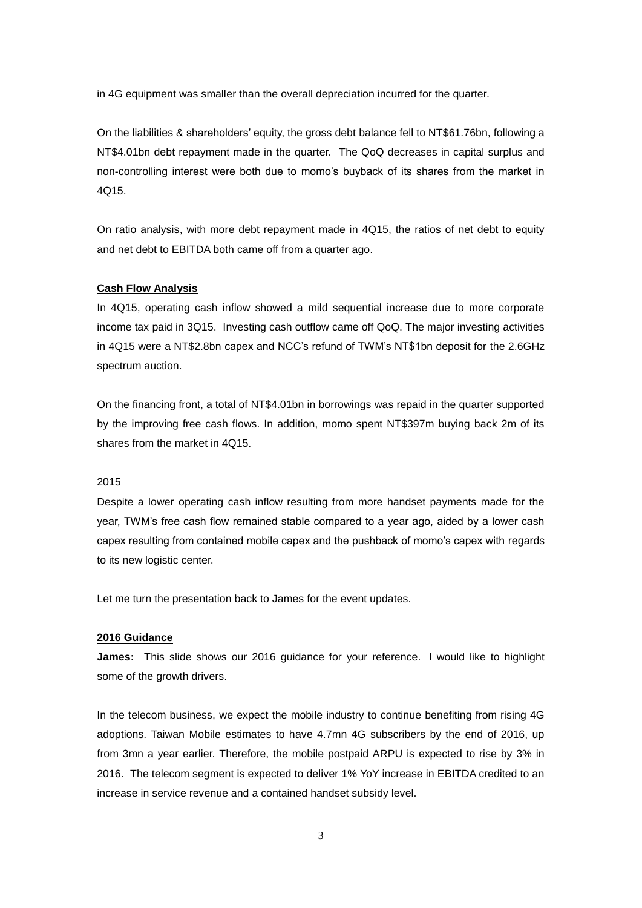in 4G equipment was smaller than the overall depreciation incurred for the quarter.

On the liabilities & shareholders' equity, the gross debt balance fell to NT$61.76bn, following a NT$4.01bn debt repayment made in the quarter. The QoQ decreases in capital surplus and non-controlling interest were both due to momo's buyback of its shares from the market in 4Q15.

On ratio analysis, with more debt repayment made in 4Q15, the ratios of net debt to equity and net debt to EBITDA both came off from a quarter ago.

**Cash Flow Analysis**

In 4Q15, operating cash inflow showed a mild sequential increase due to more corporate income tax paid in 3Q15. Investing cash outflow came off QoQ. The major investing activities in 4Q15 were a NT$2.8bn capex and NCC's refund of TWM's NT$1bn deposit for the 2.6GHz spectrum auction.

On the financing front, a total of NT$4.01bn in borrowings was repaid in the quarter supported by the improving free cash flows. In addition, momo spent NT$397m buying back 2m of its shares from the market in 4Q15.

2015

Despite a lower operating cash inflow resulting from more handset payments made for the year, TWM's free cash flow remained stable compared to a year ago, aided by a lower cash capex resulting from contained mobile capex and the pushback of momo's capex with regards to its new logistic center.

Let me turn the presentation back to James for the event updates.

**2016 Guidance**

**James:** This slide shows our 2016 guidance for your reference. I would like to highlight some of the growth drivers.

In the telecom business, we expect the mobile industry to continue benefiting from rising 4G adoptions. Taiwan Mobile estimates to have 4.7mn 4G subscribers by the end of 2016, up from 3mn a year earlier. Therefore, the mobile postpaid ARPU is expected to rise by 3% in 2016. The telecom segment is expected to deliver 1% YoY increase in EBITDA credited to an increase in service revenue and a contained handset subsidy level.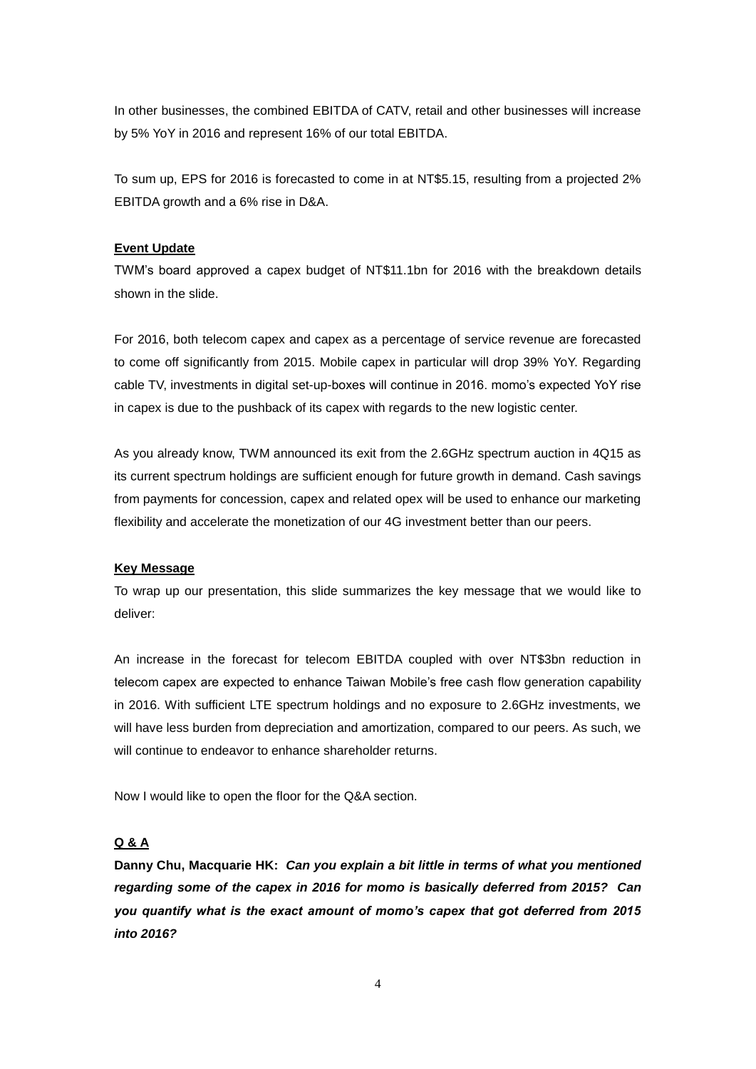In other businesses, the combined EBITDA of CATV, retail and other businesses will increase by 5% YoY in 2016 and represent 16% of our total EBITDA.

To sum up, EPS for 2016 is forecasted to come in at NT$5.15, resulting from a projected 2% EBITDA growth and a 6% rise in D&A.

**Event Update**

TWM's board approved a capex budget of NT$11.1bn for 2016 with the breakdown details shown in the slide.

For 2016, both telecom capex and capex as a percentage of service revenue are forecasted to come off significantly from 2015. Mobile capex in particular will drop 39% YoY. Regarding cable TV, investments in digital set-up-boxes will continue in 2016. momo's expected YoY rise in capex is due to the pushback of its capex with regards to the new logistic center.

As you already know, TWM announced its exit from the 2.6GHz spectrum auction in 4Q15 as its current spectrum holdings are sufficient enough for future growth in demand. Cash savings from payments for concession, capex and related opex will be used to enhance our marketing flexibility and accelerate the monetization of our 4G investment better than our peers.

**Key Message**

To wrap up our presentation, this slide summarizes the key message that we would like to deliver:

An increase in the forecast for telecom EBITDA coupled with over NT$3bn reduction in telecom capex are expected to enhance Taiwan Mobile's free cash flow generation capability in 2016. With sufficient LTE spectrum holdings and no exposure to 2.6GHz investments, we will have less burden from depreciation and amortization, compared to our peers. As such, we will continue to endeavor to enhance shareholder returns.

Now I would like to open the floor for the Q&A section.

**Q & A**

**Danny Chu, Macquarie HK:** ***Can you explain a bit little in terms of what you mentioned regarding some of the capex in 2016 for momo is basically deferred from 2015? Can you quantify what is the exact amount of momo's capex that got deferred from 2015 into 2016?***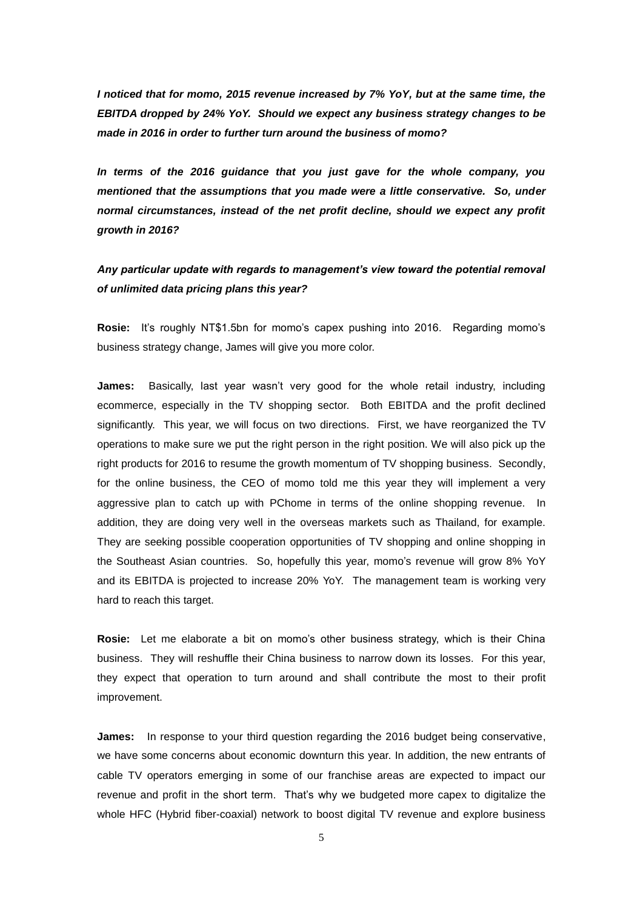***I noticed that for momo, 2015 revenue increased by 7% YoY, but at the same time, the EBITDA dropped by 24% YoY. Should we expect any business strategy changes to be made in 2016 in order to further turn around the business of momo?***

***In terms of the 2016 guidance that you just gave for the whole company, you mentioned that the assumptions that you made were a little conservative. So, under normal circumstances, instead of the net profit decline, should we expect any profit growth in 2016?***

***Any particular update with regards to management's view toward the potential removal of unlimited data pricing plans this year?***

**Rosie:** It's roughly NT$1.5bn for momo's capex pushing into 2016. Regarding momo's business strategy change, James will give you more color.

**James:** Basically, last year wasn't very good for the whole retail industry, including ecommerce, especially in the TV shopping sector. Both EBITDA and the profit declined significantly. This year, we will focus on two directions. First, we have reorganized the TV operations to make sure we put the right person in the right position. We will also pick up the right products for 2016 to resume the growth momentum of TV shopping business. Secondly, for the online business, the CEO of momo told me this year they will implement a very aggressive plan to catch up with PChome in terms of the online shopping revenue. In addition, they are doing very well in the overseas markets such as Thailand, for example. They are seeking possible cooperation opportunities of TV shopping and online shopping in the Southeast Asian countries. So, hopefully this year, momo's revenue will grow 8% YoY and its EBITDA is projected to increase 20% YoY. The management team is working very hard to reach this target.

**Rosie:** Let me elaborate a bit on momo's other business strategy, which is their China business. They will reshuffle their China business to narrow down its losses. For this year, they expect that operation to turn around and shall contribute the most to their profit improvement.

**James:** In response to your third question regarding the 2016 budget being conservative, we have some concerns about economic downturn this year. In addition, the new entrants of cable TV operators emerging in some of our franchise areas are expected to impact our revenue and profit in the short term. That's why we budgeted more capex to digitalize the whole HFC (Hybrid fiber-coaxial) network to boost digital TV revenue and explore business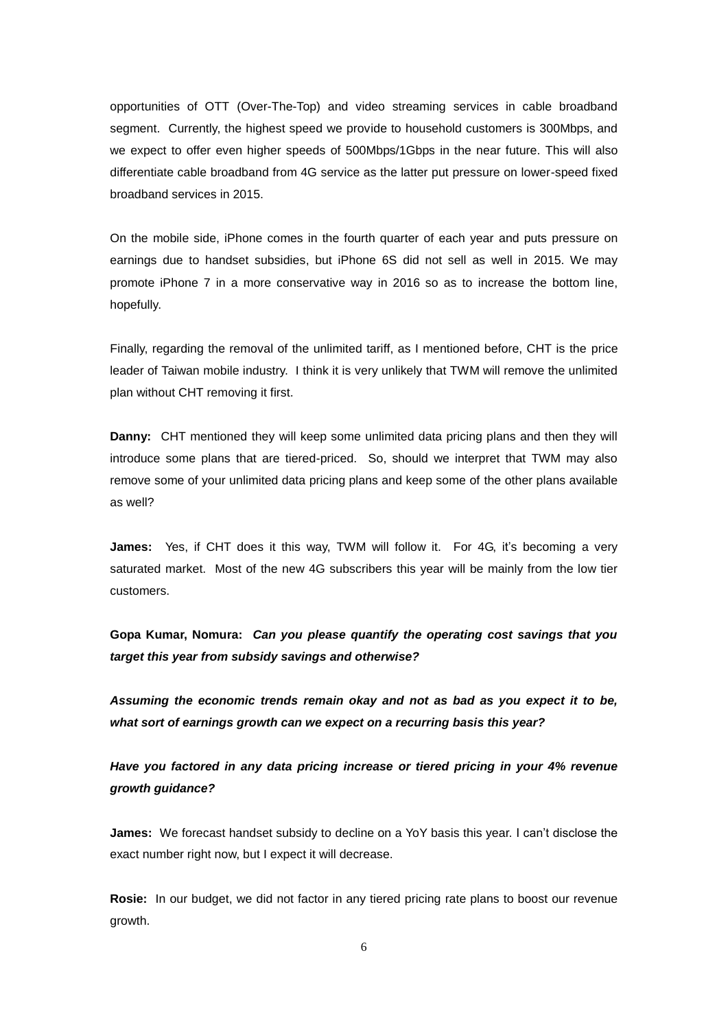opportunities of OTT (Over-The-Top) and video streaming services in cable broadband segment. Currently, the highest speed we provide to household customers is 300Mbps, and we expect to offer even higher speeds of 500Mbps/1Gbps in the near future. This will also differentiate cable broadband from 4G service as the latter put pressure on lower-speed fixed broadband services in 2015.

On the mobile side, iPhone comes in the fourth quarter of each year and puts pressure on earnings due to handset subsidies, but iPhone 6S did not sell as well in 2015. We may promote iPhone 7 in a more conservative way in 2016 so as to increase the bottom line, hopefully.

Finally, regarding the removal of the unlimited tariff, as I mentioned before, CHT is the price leader of Taiwan mobile industry. I think it is very unlikely that TWM will remove the unlimited plan without CHT removing it first.

**Danny:** CHT mentioned they will keep some unlimited data pricing plans and then they will introduce some plans that are tiered-priced. So, should we interpret that TWM may also remove some of your unlimited data pricing plans and keep some of the other plans available as well?

**James:** Yes, if CHT does it this way, TWM will follow it. For 4G, it's becoming a very saturated market. Most of the new 4G subscribers this year will be mainly from the low tier customers.

**Gopa Kumar, Nomura:** ***Can you please quantify the operating cost savings that you target this year from subsidy savings and otherwise?***

***Assuming the economic trends remain okay and not as bad as you expect it to be, what sort of earnings growth can we expect on a recurring basis this year?***

***Have you factored in any data pricing increase or tiered pricing in your 4% revenue growth guidance?***

**James:** We forecast handset subsidy to decline on a YoY basis this year. I can't disclose the exact number right now, but I expect it will decrease.

**Rosie:** In our budget, we did not factor in any tiered pricing rate plans to boost our revenue growth.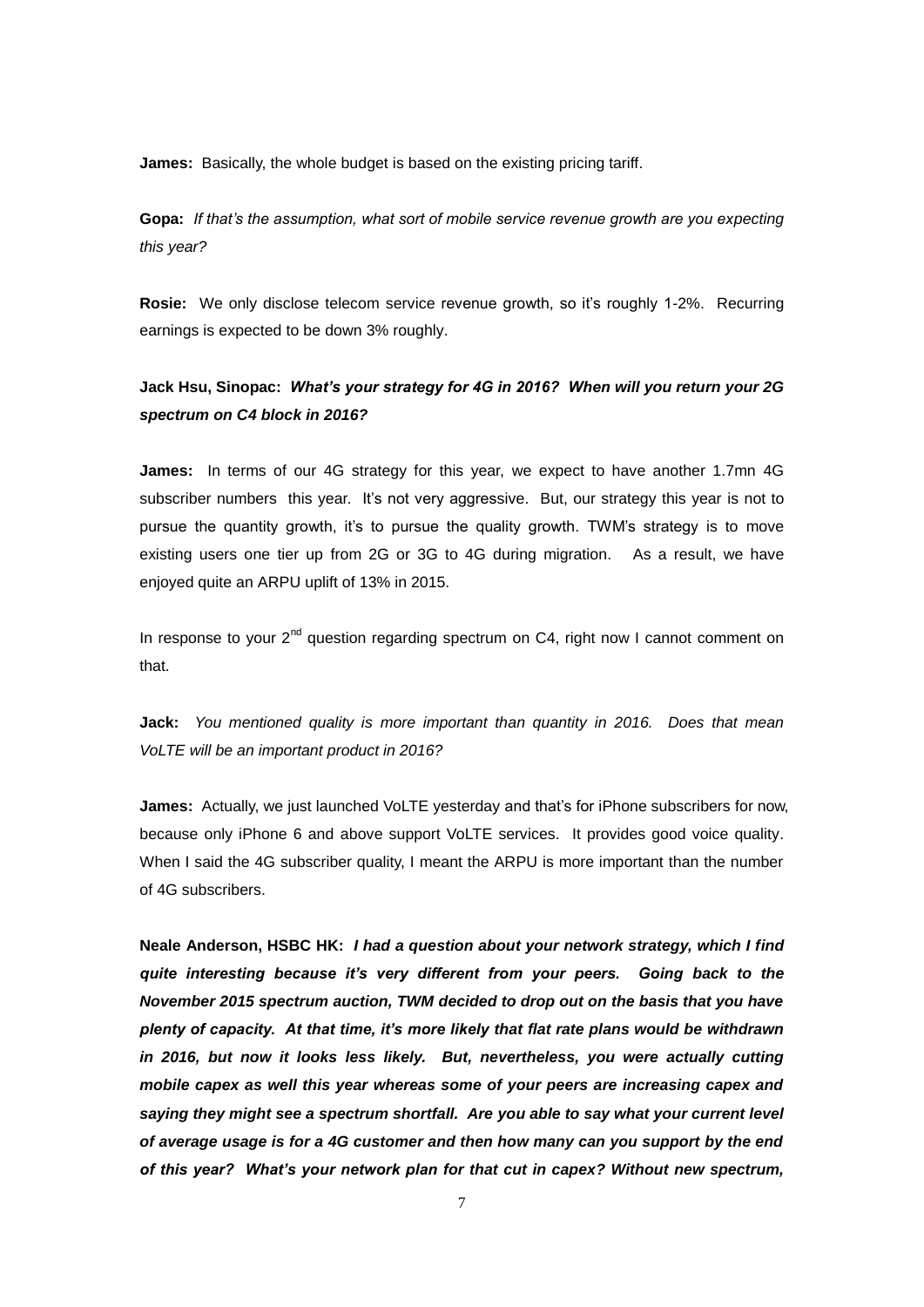**James:** Basically, the whole budget is based on the existing pricing tariff.

**Gopa:** *If that's the assumption, what sort of mobile service revenue growth are you expecting this year?*

**Rosie:** We only disclose telecom service revenue growth, so it's roughly 1-2%. Recurring earnings is expected to be down 3% roughly.

**Jack Hsu, Sinopac:** ***What's your strategy for 4G in 2016? When will you return your 2G spectrum on C4 block in 2016?***

**James:** In terms of our 4G strategy for this year, we expect to have another 1.7mn 4G subscriber numbers this year. It's not very aggressive. But, our strategy this year is not to pursue the quantity growth, it's to pursue the quality growth. TWM's strategy is to move existing users one tier up from 2G or 3G to 4G during migration. As a result, we have enjoyed quite an ARPU uplift of 13% in 2015.

In response to your 2nd question regarding spectrum on C4, right now I cannot comment on that.

**Jack:** *You mentioned quality is more important than quantity in 2016. Does that mean VoLTE will be an important product in 2016?*

**James:** Actually, we just launched VoLTE yesterday and that's for iPhone subscribers for now, because only iPhone 6 and above support VoLTE services. It provides good voice quality. When I said the 4G subscriber quality, I meant the ARPU is more important than the number of 4G subscribers.

**Neale Anderson, HSBC HK:** ***I had a question about your network strategy, which I find quite interesting because it's very different from your peers. Going back to the November 2015 spectrum auction, TWM decided to drop out on the basis that you have plenty of capacity. At that time, it's more likely that flat rate plans would be withdrawn in 2016, but now it looks less likely. But, nevertheless, you were actually cutting mobile capex as well this year whereas some of your peers are increasing capex and saying they might see a spectrum shortfall. Are you able to say what your current level of average usage is for a 4G customer and then how many can you support by the end of this year? What's your network plan for that cut in capex? Without new spectrum,***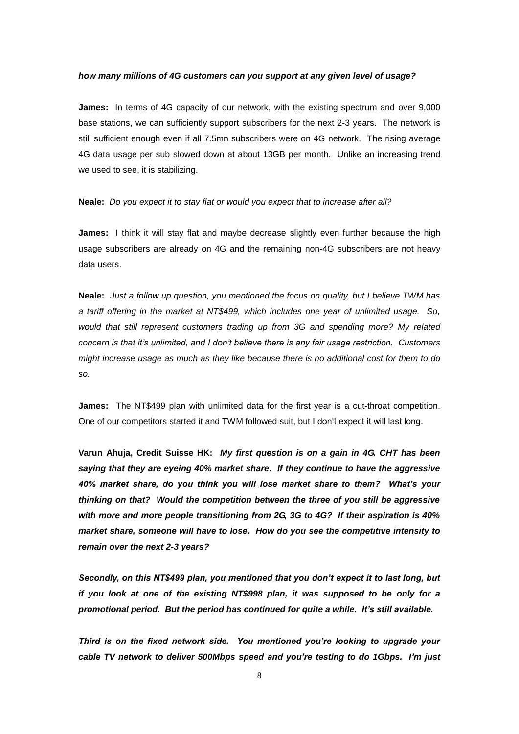*how many millions of 4G customers can you support at any given level of usage?*

**James:** In terms of 4G capacity of our network, with the existing spectrum and over 9,000 base stations, we can sufficiently support subscribers for the next 2-3 years. The network is still sufficient enough even if all 7.5mn subscribers were on 4G network. The rising average 4G data usage per sub slowed down at about 13GB per month. Unlike an increasing trend we used to see, it is stabilizing.

**Neale:** *Do you expect it to stay flat or would you expect that to increase after all?*

**James:** I think it will stay flat and maybe decrease slightly even further because the high usage subscribers are already on 4G and the remaining non-4G subscribers are not heavy data users.

**Neale:** *Just a follow up question, you mentioned the focus on quality, but I believe TWM has a tariff offering in the market at NT$499, which includes one year of unlimited usage. So, would that still represent customers trading up from 3G and spending more? My related concern is that it's unlimited, and I don't believe there is any fair usage restriction. Customers might increase usage as much as they like because there is no additional cost for them to do so.*

**James:** The NT$499 plan with unlimited data for the first year is a cut-throat competition. One of our competitors started it and TWM followed suit, but I don't expect it will last long.

**Varun Ahuja, Credit Suisse HK:** ***My first question is on a gain in 4G. CHT has been saying that they are eyeing 40% market share. If they continue to have the aggressive 40% market share, do you think you will lose market share to them? What's your thinking on that? Would the competition between the three of you still be aggressive with more and more people transitioning from 2G, 3G to 4G? If their aspiration is 40% market share, someone will have to lose. How do you see the competitive intensity to remain over the next 2-3 years?***

***Secondly, on this NT$499 plan, you mentioned that you don't expect it to last long, but if you look at one of the existing NT$998 plan, it was supposed to be only for a promotional period. But the period has continued for quite a while. It's still available.***

***Third is on the fixed network side. You mentioned you're looking to upgrade your cable TV network to deliver 500Mbps speed and you're testing to do 1Gbps. I'm just***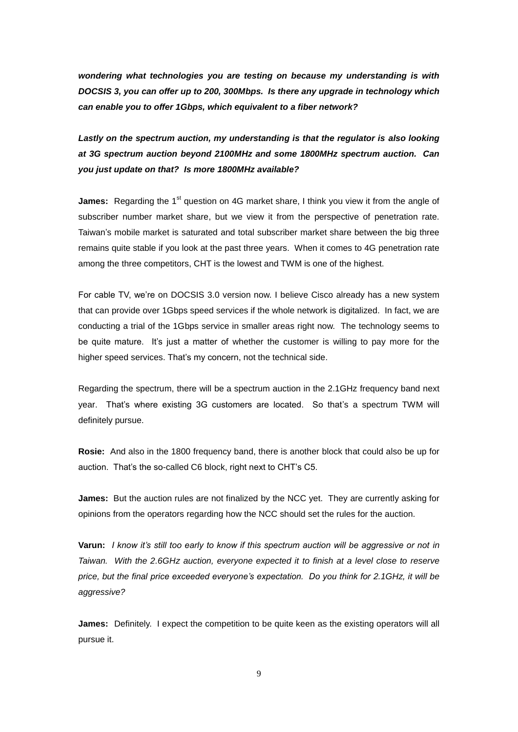***wondering what technologies you are testing on because my understanding is with DOCSIS 3, you can offer up to 200, 300Mbps. Is there any upgrade in technology which can enable you to offer 1Gbps, which equivalent to a fiber network?***

***Lastly on the spectrum auction, my understanding is that the regulator is also looking at 3G spectrum auction beyond 2100MHz and some 1800MHz spectrum auction. Can you just update on that? Is more 1800MHz available?***

**James:** Regarding the 1st question on 4G market share, I think you view it from the angle of subscriber number market share, but we view it from the perspective of penetration rate. Taiwan's mobile market is saturated and total subscriber market share between the big three remains quite stable if you look at the past three years. When it comes to 4G penetration rate among the three competitors, CHT is the lowest and TWM is one of the highest.

For cable TV, we're on DOCSIS 3.0 version now. I believe Cisco already has a new system that can provide over 1Gbps speed services if the whole network is digitalized. In fact, we are conducting a trial of the 1Gbps service in smaller areas right now. The technology seems to be quite mature. It's just a matter of whether the customer is willing to pay more for the higher speed services. That's my concern, not the technical side.

Regarding the spectrum, there will be a spectrum auction in the 2.1GHz frequency band next year. That's where existing 3G customers are located. So that's a spectrum TWM will definitely pursue.

**Rosie:** And also in the 1800 frequency band, there is another block that could also be up for auction. That's the so-called C6 block, right next to CHT's C5.

**James:** But the auction rules are not finalized by the NCC yet. They are currently asking for opinions from the operators regarding how the NCC should set the rules for the auction.

**Varun:** *I know it's still too early to know if this spectrum auction will be aggressive or not in Taiwan. With the 2.6GHz auction, everyone expected it to finish at a level close to reserve price, but the final price exceeded everyone's expectation. Do you think for 2.1GHz, it will be aggressive?*

**James:** Definitely. I expect the competition to be quite keen as the existing operators will all pursue it.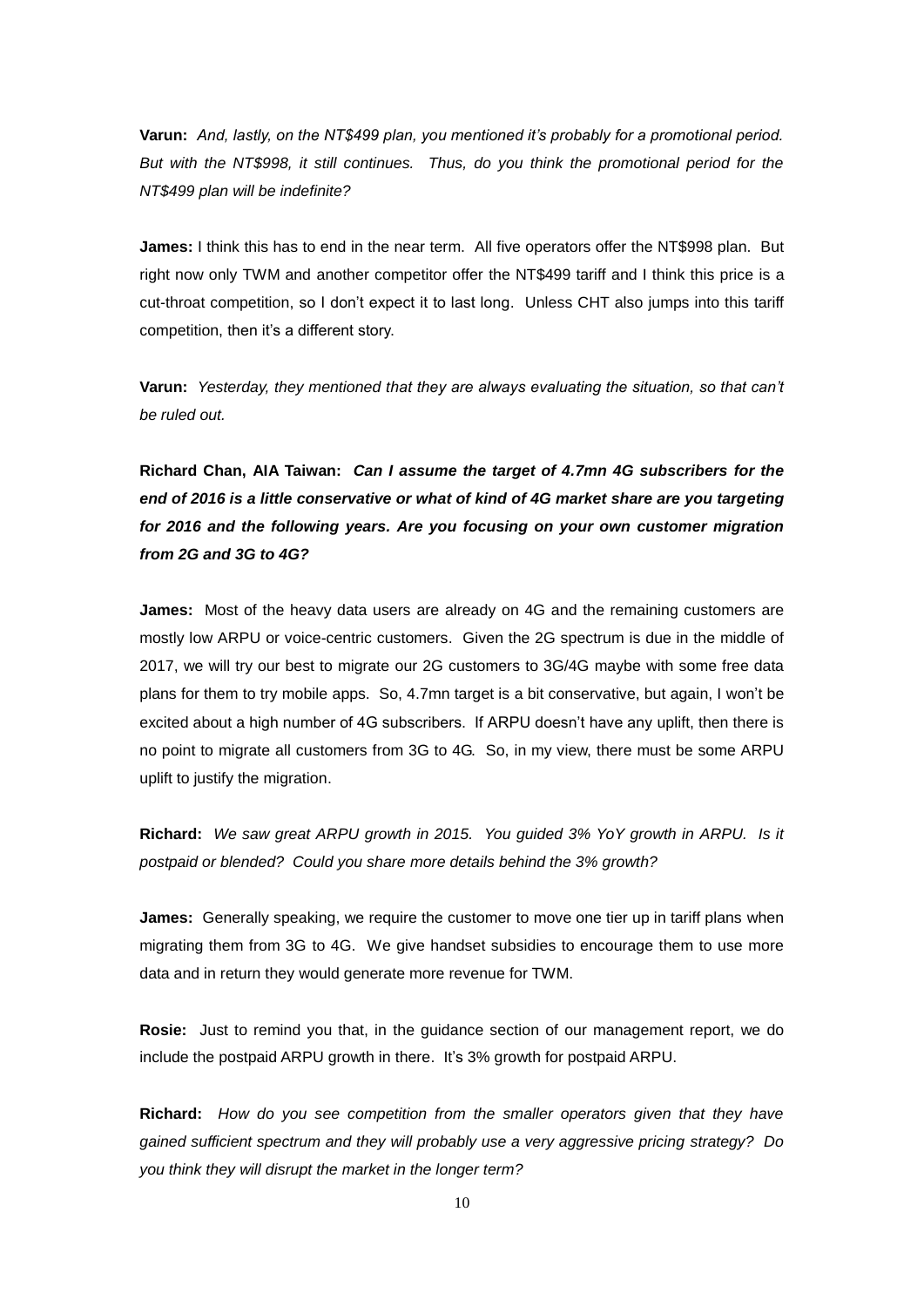**Varun:** *And, lastly, on the NT$499 plan, you mentioned it's probably for a promotional period. But with the NT$998, it still continues. Thus, do you think the promotional period for the NT$499 plan will be indefinite?*

**James:** I think this has to end in the near term. All five operators offer the NT$998 plan. But right now only TWM and another competitor offer the NT$499 tariff and I think this price is a cut-throat competition, so I don't expect it to last long. Unless CHT also jumps into this tariff competition, then it's a different story.

**Varun:** *Yesterday, they mentioned that they are always evaluating the situation, so that can't be ruled out.*

**Richard Chan, AIA Taiwan:** ***Can I assume the target of 4.7mn 4G subscribers for the end of 2016 is a little conservative or what of kind of 4G market share are you targeting for 2016 and the following years. Are you focusing on your own customer migration from 2G and 3G to 4G?***

**James:** Most of the heavy data users are already on 4G and the remaining customers are mostly low ARPU or voice-centric customers. Given the 2G spectrum is due in the middle of 2017, we will try our best to migrate our 2G customers to 3G/4G maybe with some free data plans for them to try mobile apps. So, 4.7mn target is a bit conservative, but again, I won't be excited about a high number of 4G subscribers. If ARPU doesn't have any uplift, then there is no point to migrate all customers from 3G to 4G. So, in my view, there must be some ARPU uplift to justify the migration.

**Richard:** *We saw great ARPU growth in 2015. You guided 3% YoY growth in ARPU. Is it postpaid or blended? Could you share more details behind the 3% growth?*

**James:** Generally speaking, we require the customer to move one tier up in tariff plans when migrating them from 3G to 4G. We give handset subsidies to encourage them to use more data and in return they would generate more revenue for TWM.

**Rosie:** Just to remind you that, in the guidance section of our management report, we do include the postpaid ARPU growth in there. It's 3% growth for postpaid ARPU.

**Richard:** *How do you see competition from the smaller operators given that they have gained sufficient spectrum and they will probably use a very aggressive pricing strategy? Do you think they will disrupt the market in the longer term?*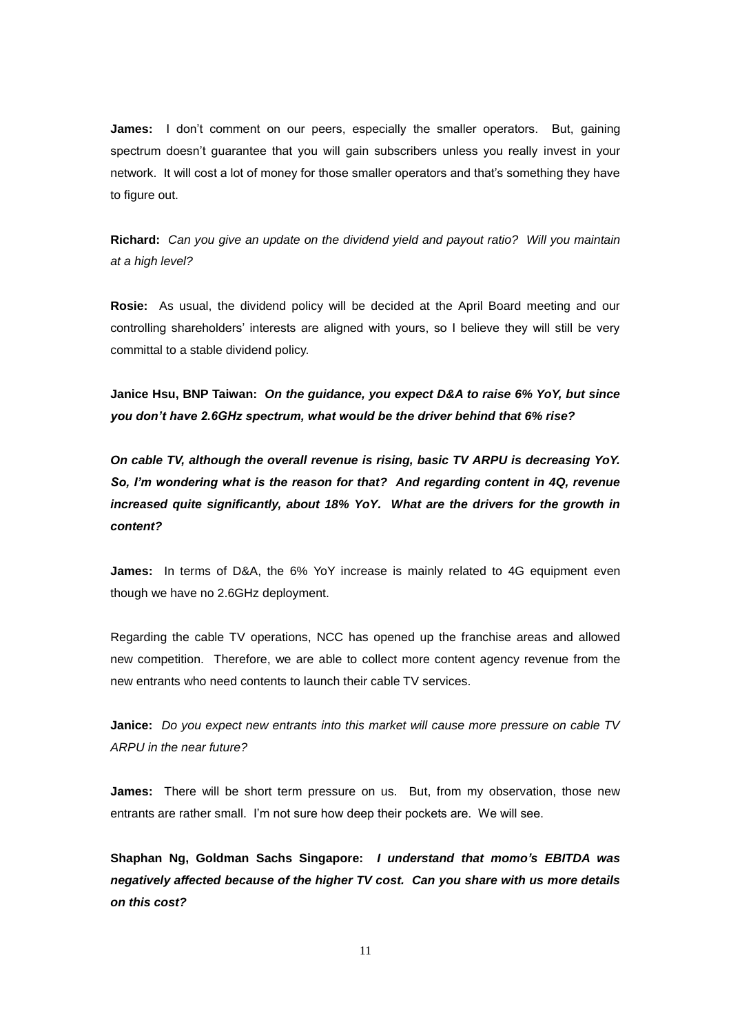**James:** I don't comment on our peers, especially the smaller operators. But, gaining spectrum doesn't guarantee that you will gain subscribers unless you really invest in your network. It will cost a lot of money for those smaller operators and that's something they have to figure out.

**Richard:** *Can you give an update on the dividend yield and payout ratio? Will you maintain at a high level?*

**Rosie:** As usual, the dividend policy will be decided at the April Board meeting and our controlling shareholders' interests are aligned with yours, so I believe they will still be very committal to a stable dividend policy.

**Janice Hsu, BNP Taiwan:** ***On the guidance, you expect D&A to raise 6% YoY, but since you don't have 2.6GHz spectrum, what would be the driver behind that 6% rise?***

***On cable TV, although the overall revenue is rising, basic TV ARPU is decreasing YoY. So, I'm wondering what is the reason for that? And regarding content in 4Q, revenue increased quite significantly, about 18% YoY. What are the drivers for the growth in content?***

**James:** In terms of D&A, the 6% YoY increase is mainly related to 4G equipment even though we have no 2.6GHz deployment.

Regarding the cable TV operations, NCC has opened up the franchise areas and allowed new competition. Therefore, we are able to collect more content agency revenue from the new entrants who need contents to launch their cable TV services.

**Janice:** *Do you expect new entrants into this market will cause more pressure on cable TV ARPU in the near future?*

**James:** There will be short term pressure on us. But, from my observation, those new entrants are rather small. I'm not sure how deep their pockets are. We will see.

**Shaphan Ng, Goldman Sachs Singapore:** ***I understand that momo's EBITDA was negatively affected because of the higher TV cost. Can you share with us more details on this cost?***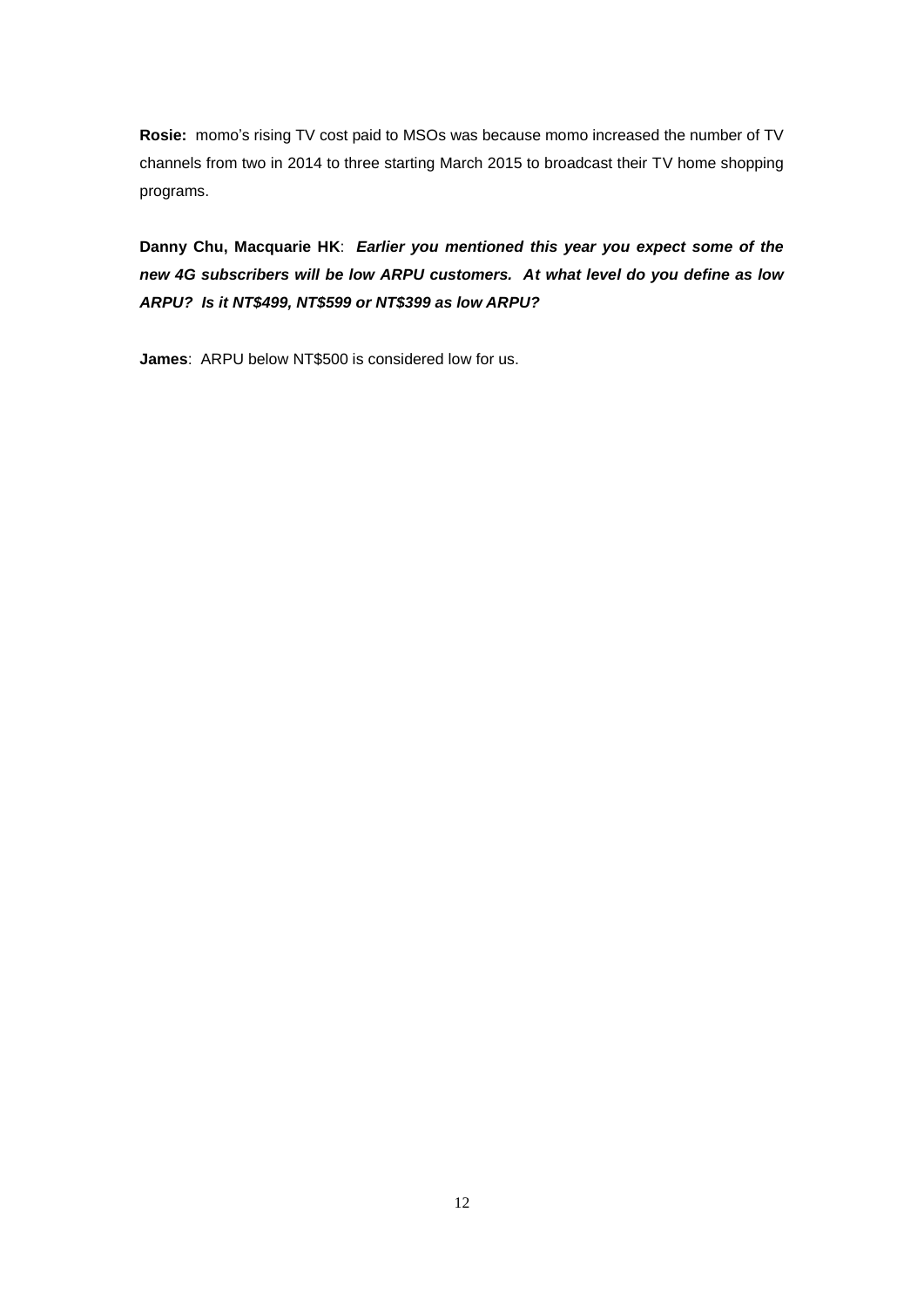**Rosie:** momo's rising TV cost paid to MSOs was because momo increased the number of TV channels from two in 2014 to three starting March 2015 to broadcast their TV home shopping programs.

**Danny Chu, Macquarie HK**: ***Earlier you mentioned this year you expect some of the new 4G subscribers will be low ARPU customers. At what level do you define as low ARPU? Is it NT$499, NT$599 or NT$399 as low ARPU?***

**James**: ARPU below NT$500 is considered low for us.